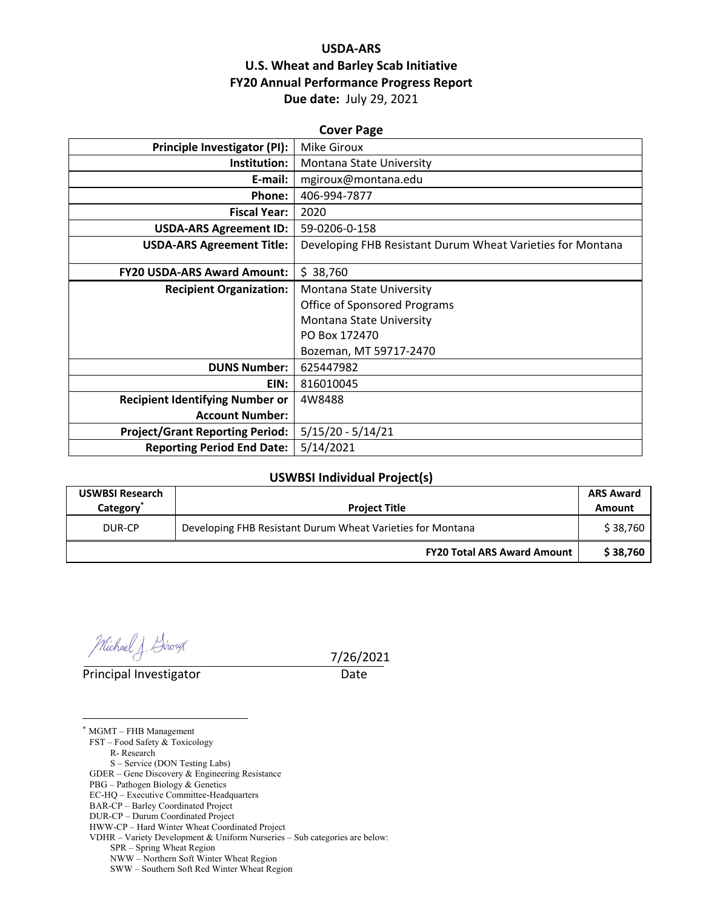# USDA-ARS
# U.S. Wheat and Barley Scab Initiative
# FY20 Annual Performance Progress Report

**Due date:** July 29, 2021

## Cover Page

| | |
|---|---|
| **Principle Investigator (PI):** | Mike Giroux |
| **Institution:** | Montana State University |
| **E-mail:** | mgiroux@montana.edu |
| **Phone:** | 406-994-7877 |
| **Fiscal Year:** | 2020 |
| **USDA-ARS Agreement ID:** | 59-0206-0-158 |
| **USDA-ARS Agreement Title:** | Developing FHB Resistant Durum Wheat Varieties for Montana |
| **FY20 USDA-ARS Award Amount:** | $ 38,760 |
| **Recipient Organization:** | Montana State University<br>Office of Sponsored Programs<br>Montana State University<br>PO Box 172470<br>Bozeman, MT 59717-2470 |
| **DUNS Number:** | 625447982 |
| **EIN:** | 816010045 |
| **Recipient Identifying Number or Account Number:** | 4W8488 |
| **Project/Grant Reporting Period:** | 5/15/20 - 5/14/21 |
| **Reporting Period End Date:** | 5/14/2021 |

## USWBSI Individual Project(s)

| USWBSI Research Category* | Project Title | ARS Award Amount |
|---|---|---|
| DUR-CP | Developing FHB Resistant Durum Wheat Varieties for Montana | $ 38,760 |
| | **FY20 Total ARS Award Amount** | **$ 38,760** |

Michael J. Giroux (signature)

Principal Investigator

Date: 7/26/2021

---

\* MGMT – FHB Management
FST – Food Safety & Toxicology
- R- Research
- S – Service (DON Testing Labs)

GDER – Gene Discovery & Engineering Resistance
PBG – Pathogen Biology & Genetics
EC-HQ – Executive Committee-Headquarters
BAR-CP – Barley Coordinated Project
DUR-CP – Durum Coordinated Project
HWW-CP – Hard Winter Wheat Coordinated Project
VDHR – Variety Development & Uniform Nurseries – Sub categories are below:
- SPR – Spring Wheat Region
- NWW – Northern Soft Winter Wheat Region
- SWW – Southern Soft Red Winter Wheat Region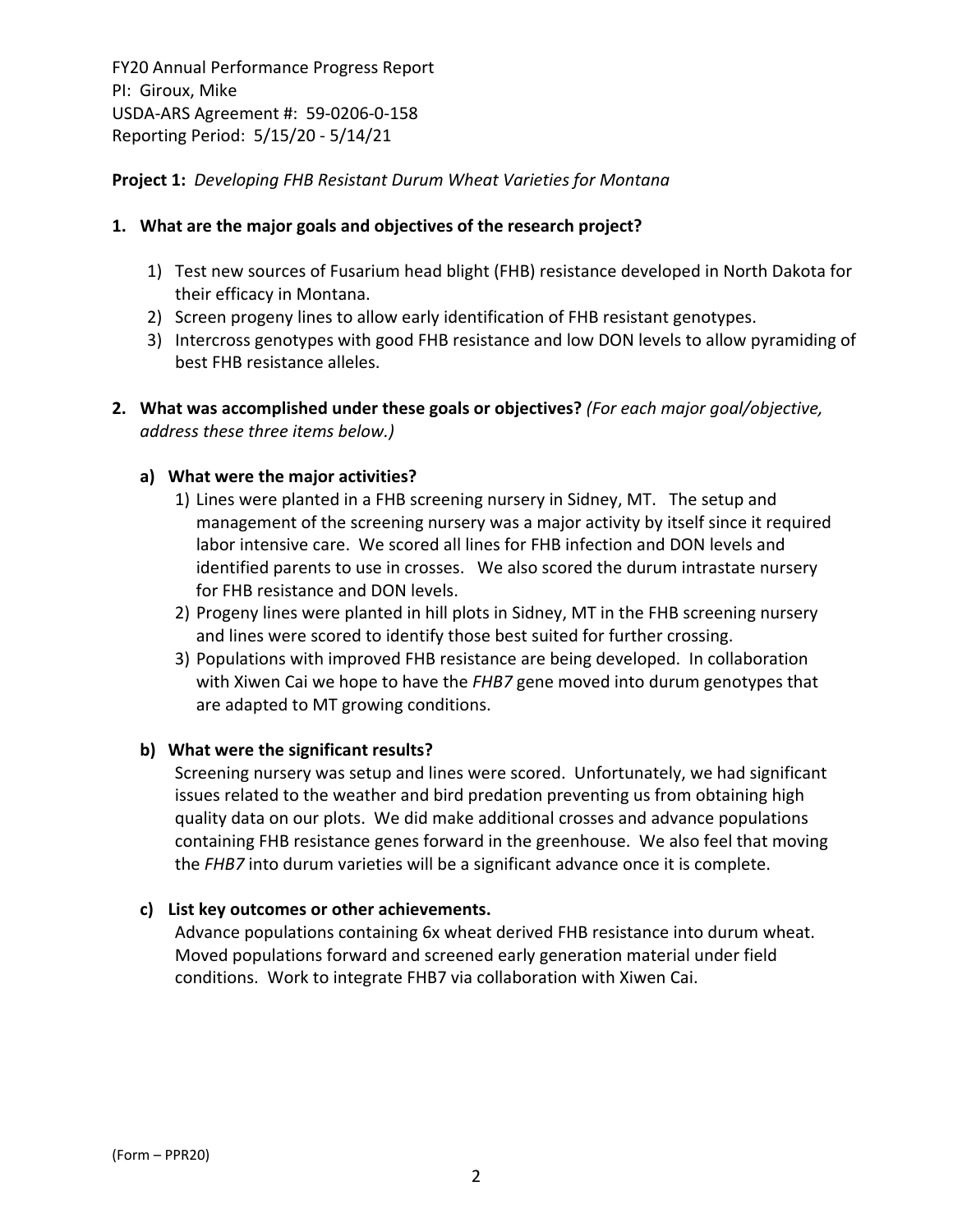FY20 Annual Performance Progress Report
PI: Giroux, Mike
USDA-ARS Agreement #: 59-0206-0-158
Reporting Period: 5/15/20 - 5/14/21

**Project 1:** *Developing FHB Resistant Durum Wheat Varieties for Montana*

**1. What are the major goals and objectives of the research project?**

1) Test new sources of Fusarium head blight (FHB) resistance developed in North Dakota for their efficacy in Montana.
2) Screen progeny lines to allow early identification of FHB resistant genotypes.
3) Intercross genotypes with good FHB resistance and low DON levels to allow pyramiding of best FHB resistance alleles.

**2. What was accomplished under these goals or objectives?** *(For each major goal/objective, address these three items below.)*

**a) What were the major activities?**

1) Lines were planted in a FHB screening nursery in Sidney, MT. The setup and management of the screening nursery was a major activity by itself since it required labor intensive care. We scored all lines for FHB infection and DON levels and identified parents to use in crosses. We also scored the durum intrastate nursery for FHB resistance and DON levels.
2) Progeny lines were planted in hill plots in Sidney, MT in the FHB screening nursery and lines were scored to identify those best suited for further crossing.
3) Populations with improved FHB resistance are being developed. In collaboration with Xiwen Cai we hope to have the *FHB7* gene moved into durum genotypes that are adapted to MT growing conditions.

**b) What were the significant results?**

Screening nursery was setup and lines were scored. Unfortunately, we had significant issues related to the weather and bird predation preventing us from obtaining high quality data on our plots. We did make additional crosses and advance populations containing FHB resistance genes forward in the greenhouse. We also feel that moving the *FHB7* into durum varieties will be a significant advance once it is complete.

**c) List key outcomes or other achievements.**

Advance populations containing 6x wheat derived FHB resistance into durum wheat. Moved populations forward and screened early generation material under field conditions. Work to integrate FHB7 via collaboration with Xiwen Cai.

(Form – PPR20)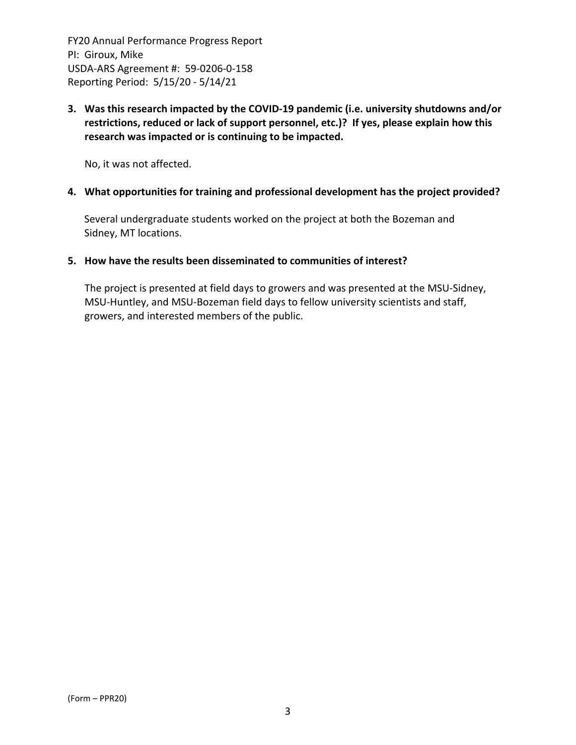**3. Was this research impacted by the COVID-19 pandemic (i.e. university shutdowns and/or restrictions, reduced or lack of support personnel, etc.)? If yes, please explain how this research was impacted or is continuing to be impacted.**

No, it was not affected.

**4. What opportunities for training and professional development has the project provided?**

Several undergraduate students worked on the project at both the Bozeman and Sidney, MT locations.

**5. How have the results been disseminated to communities of interest?**

The project is presented at field days to growers and was presented at the MSU-Sidney, MSU-Huntley, and MSU-Bozeman field days to fellow university scientists and staff, growers, and interested members of the public.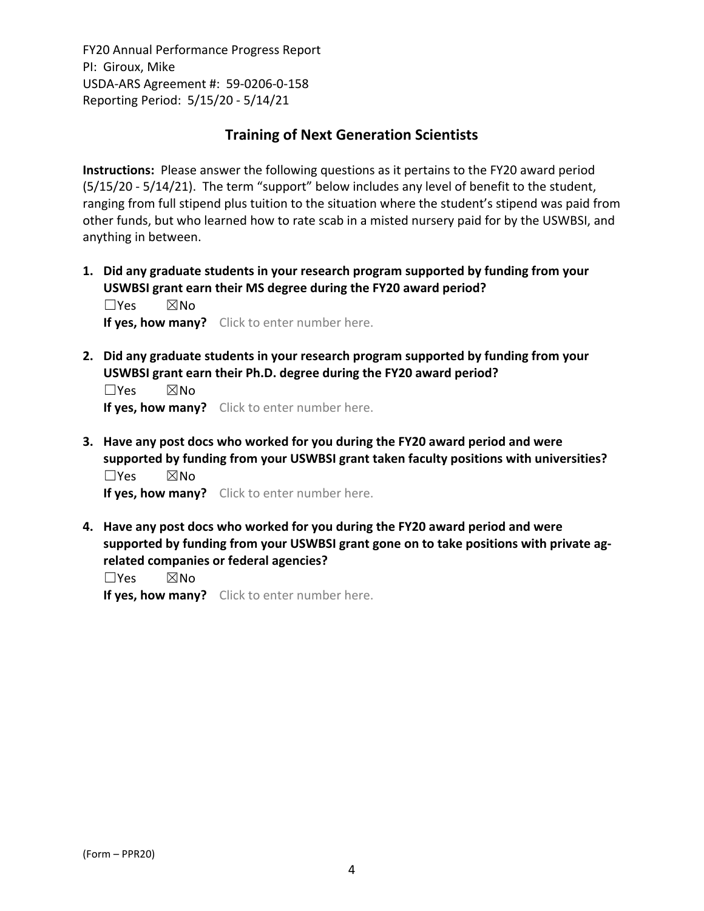## Training of Next Generation Scientists

**Instructions:** Please answer the following questions as it pertains to the FY20 award period (5/15/20 - 5/14/21). The term "support" below includes any level of benefit to the student, ranging from full stipend plus tuition to the situation where the student's stipend was paid from other funds, but who learned how to rate scab in a misted nursery paid for by the USWBSI, and anything in between.

1. **Did any graduate students in your research program supported by funding from your USWBSI grant earn their MS degree during the FY20 award period?**
   ☐Yes ☒No
   **If yes, how many?** Click to enter number here.

2. **Did any graduate students in your research program supported by funding from your USWBSI grant earn their Ph.D. degree during the FY20 award period?**
   ☐Yes ☒No
   **If yes, how many?** Click to enter number here.

3. **Have any post docs who worked for you during the FY20 award period and were supported by funding from your USWBSI grant taken faculty positions with universities?**
   ☐Yes ☒No
   **If yes, how many?** Click to enter number here.

4. **Have any post docs who worked for you during the FY20 award period and were supported by funding from your USWBSI grant gone on to take positions with private ag-related companies or federal agencies?**
   ☐Yes ☒No
   **If yes, how many?** Click to enter number here.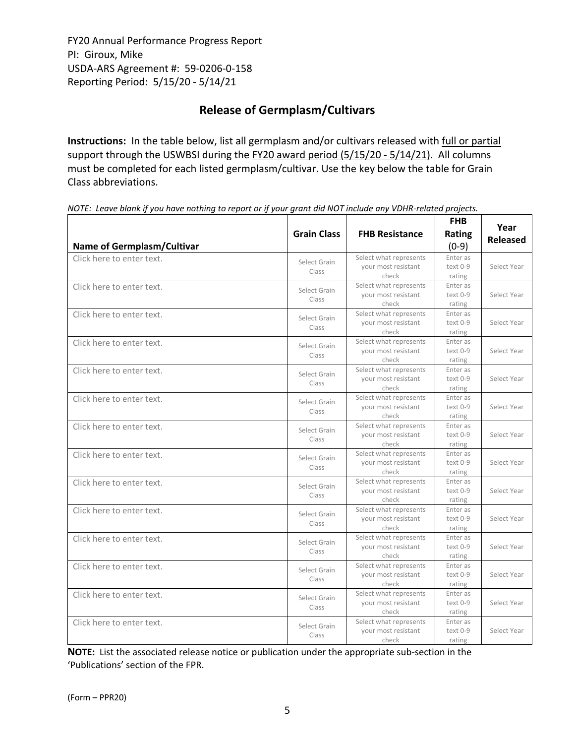FY20 Annual Performance Progress Report
PI: Giroux, Mike
USDA-ARS Agreement #: 59-0206-0-158
Reporting Period: 5/15/20 - 5/14/21

## Release of Germplasm/Cultivars

**Instructions:** In the table below, list all germplasm and/or cultivars released with full or partial support through the USWBSI during the FY20 award period (5/15/20 - 5/14/21). All columns must be completed for each listed germplasm/cultivar. Use the key below the table for Grain Class abbreviations.

*NOTE: Leave blank if you have nothing to report or if your grant did NOT include any VDHR-related projects.*

| Name of Germplasm/Cultivar | Grain Class | FHB Resistance | FHB Rating (0-9) | Year Released |
|---|---|---|---|---|
| Click here to enter text. | Select Grain Class | Select what represents your most resistant check | Enter as text 0-9 rating | Select Year |
| Click here to enter text. | Select Grain Class | Select what represents your most resistant check | Enter as text 0-9 rating | Select Year |
| Click here to enter text. | Select Grain Class | Select what represents your most resistant check | Enter as text 0-9 rating | Select Year |
| Click here to enter text. | Select Grain Class | Select what represents your most resistant check | Enter as text 0-9 rating | Select Year |
| Click here to enter text. | Select Grain Class | Select what represents your most resistant check | Enter as text 0-9 rating | Select Year |
| Click here to enter text. | Select Grain Class | Select what represents your most resistant check | Enter as text 0-9 rating | Select Year |
| Click here to enter text. | Select Grain Class | Select what represents your most resistant check | Enter as text 0-9 rating | Select Year |
| Click here to enter text. | Select Grain Class | Select what represents your most resistant check | Enter as text 0-9 rating | Select Year |
| Click here to enter text. | Select Grain Class | Select what represents your most resistant check | Enter as text 0-9 rating | Select Year |
| Click here to enter text. | Select Grain Class | Select what represents your most resistant check | Enter as text 0-9 rating | Select Year |
| Click here to enter text. | Select Grain Class | Select what represents your most resistant check | Enter as text 0-9 rating | Select Year |
| Click here to enter text. | Select Grain Class | Select what represents your most resistant check | Enter as text 0-9 rating | Select Year |
| Click here to enter text. | Select Grain Class | Select what represents your most resistant check | Enter as text 0-9 rating | Select Year |
| Click here to enter text. | Select Grain Class | Select what represents your most resistant check | Enter as text 0-9 rating | Select Year |

**NOTE:** List the associated release notice or publication under the appropriate sub-section in the 'Publications' section of the FPR.

(Form – PPR20)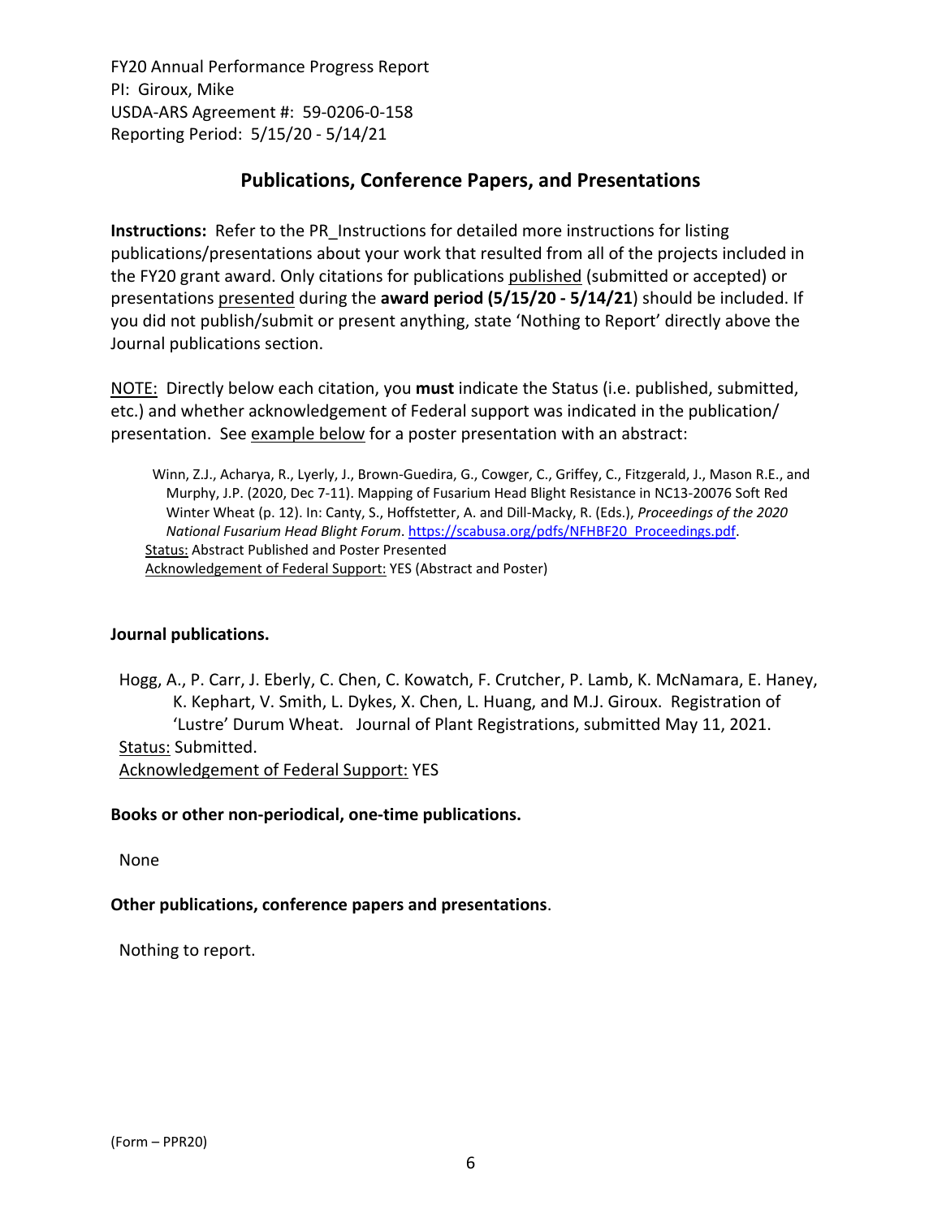FY20 Annual Performance Progress Report
PI: Giroux, Mike
USDA-ARS Agreement #: 59-0206-0-158
Reporting Period: 5/15/20 - 5/14/21

## Publications, Conference Papers, and Presentations

**Instructions:** Refer to the PR_Instructions for detailed more instructions for listing publications/presentations about your work that resulted from all of the projects included in the FY20 grant award. Only citations for publications published (submitted or accepted) or presentations presented during the **award period (5/15/20 - 5/14/21)** should be included. If you did not publish/submit or present anything, state 'Nothing to Report' directly above the Journal publications section.

NOTE: Directly below each citation, you **must** indicate the Status (i.e. published, submitted, etc.) and whether acknowledgement of Federal support was indicated in the publication/ presentation. See example below for a poster presentation with an abstract:

> Winn, Z.J., Acharya, R., Lyerly, J., Brown-Guedira, G., Cowger, C., Griffey, C., Fitzgerald, J., Mason R.E., and Murphy, J.P. (2020, Dec 7-11). Mapping of Fusarium Head Blight Resistance in NC13-20076 Soft Red Winter Wheat (p. 12). In: Canty, S., Hoffstetter, A. and Dill-Macky, R. (Eds.), *Proceedings of the 2020 National Fusarium Head Blight Forum*. https://scabusa.org/pdfs/NFHBF20_Proceedings.pdf.
> Status: Abstract Published and Poster Presented
> Acknowledgement of Federal Support: YES (Abstract and Poster)

**Journal publications.**

Hogg, A., P. Carr, J. Eberly, C. Chen, C. Kowatch, F. Crutcher, P. Lamb, K. McNamara, E. Haney, K. Kephart, V. Smith, L. Dykes, X. Chen, L. Huang, and M.J. Giroux. Registration of 'Lustre' Durum Wheat. Journal of Plant Registrations, submitted May 11, 2021.
Status: Submitted.
Acknowledgement of Federal Support: YES

**Books or other non-periodical, one-time publications.**

None

**Other publications, conference papers and presentations.**

Nothing to report.

(Form – PPR20)